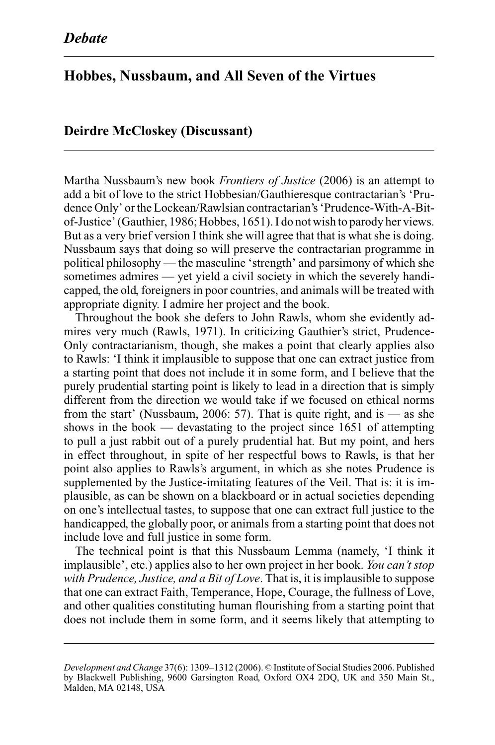*Debate*

# Hobbes, Nussbaum, and All Seven of the Virtues

## Deirdre McCloskey (Discussant)

Martha Nussbaum's new book *Frontiers of Justice* (2006) is an attempt to add a bit of love to the strict Hobbesian/Gauthieresque contractarian's 'Prudence Only' or the Lockean/Rawlsian contractarian's 'Prudence-With-A-Bit-of-Justice' (Gauthier, 1986; Hobbes, 1651). I do not wish to parody her views. But as a very brief version I think she will agree that that is what she is doing. Nussbaum says that doing so will preserve the contractarian programme in political philosophy — the masculine 'strength' and parsimony of which she sometimes admires — yet yield a civil society in which the severely handicapped, the old, foreigners in poor countries, and animals will be treated with appropriate dignity. I admire her project and the book.

Throughout the book she defers to John Rawls, whom she evidently admires very much (Rawls, 1971). In criticizing Gauthier's strict, Prudence-Only contractarianism, though, she makes a point that clearly applies also to Rawls: 'I think it implausible to suppose that one can extract justice from a starting point that does not include it in some form, and I believe that the purely prudential starting point is likely to lead in a direction that is simply different from the direction we would take if we focused on ethical norms from the start' (Nussbaum, 2006: 57). That is quite right, and is — as she shows in the book — devastating to the project since 1651 of attempting to pull a just rabbit out of a purely prudential hat. But my point, and hers in effect throughout, in spite of her respectful bows to Rawls, is that her point also applies to Rawls's argument, in which as she notes Prudence is supplemented by the Justice-imitating features of the Veil. That is: it is implausible, as can be shown on a blackboard or in actual societies depending on one's intellectual tastes, to suppose that one can extract full justice to the handicapped, the globally poor, or animals from a starting point that does not include love and full justice in some form.

The technical point is that this Nussbaum Lemma (namely, 'I think it implausible', etc.) applies also to her own project in her book. *You can't stop with Prudence, Justice, and a Bit of Love*. That is, it is implausible to suppose that one can extract Faith, Temperance, Hope, Courage, the fullness of Love, and other qualities constituting human flourishing from a starting point that does not include them in some form, and it seems likely that attempting to

*Development and Change* 37(6): 1309–1312 (2006). © Institute of Social Studies 2006. Published by Blackwell Publishing, 9600 Garsington Road, Oxford OX4 2DQ, UK and 350 Main St., Malden, MA 02148, USA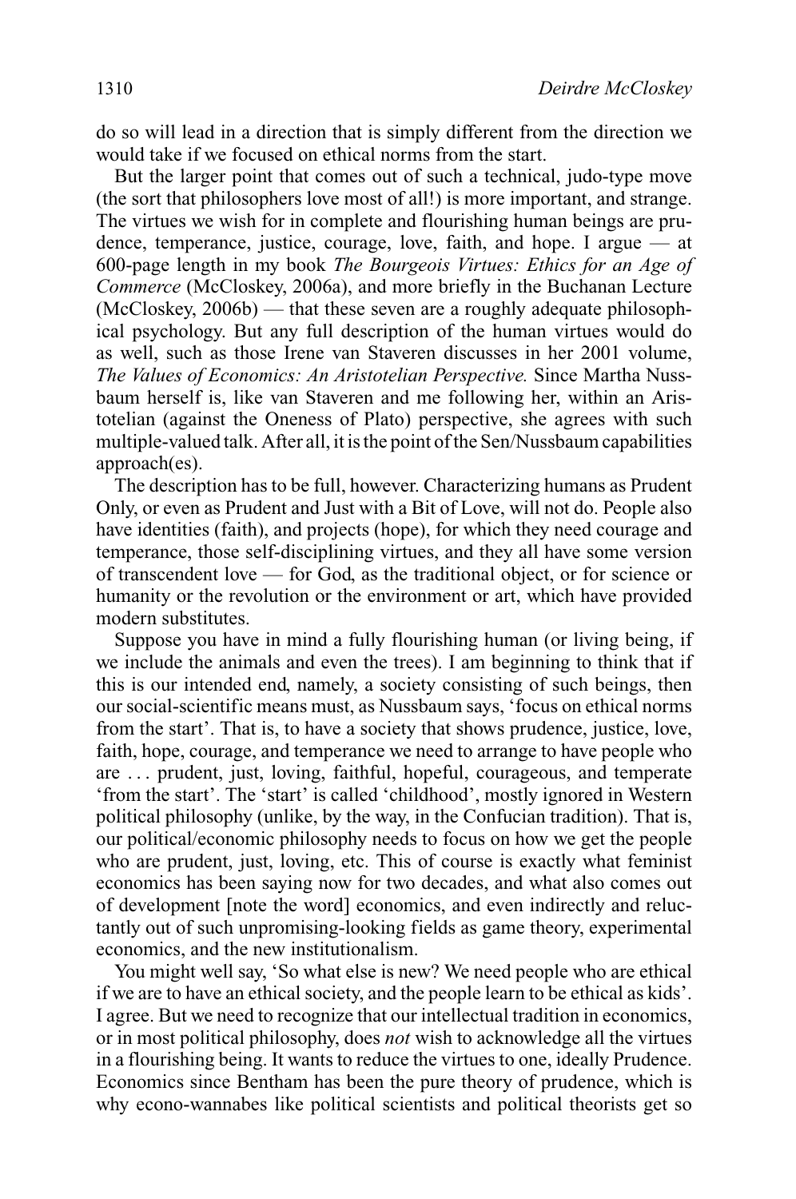do so will lead in a direction that is simply different from the direction we would take if we focused on ethical norms from the start.

But the larger point that comes out of such a technical, judo-type move (the sort that philosophers love most of all!) is more important, and strange. The virtues we wish for in complete and flourishing human beings are prudence, temperance, justice, courage, love, faith, and hope. I argue — at 600-page length in my book *The Bourgeois Virtues: Ethics for an Age of Commerce* (McCloskey, 2006a), and more briefly in the Buchanan Lecture (McCloskey, 2006b) — that these seven are a roughly adequate philosophical psychology. But any full description of the human virtues would do as well, such as those Irene van Staveren discusses in her 2001 volume, *The Values of Economics: An Aristotelian Perspective.* Since Martha Nussbaum herself is, like van Staveren and me following her, within an Aristotelian (against the Oneness of Plato) perspective, she agrees with such multiple-valued talk. After all, it is the point of the Sen/Nussbaum capabilities approach(es).

The description has to be full, however. Characterizing humans as Prudent Only, or even as Prudent and Just with a Bit of Love, will not do. People also have identities (faith), and projects (hope), for which they need courage and temperance, those self-disciplining virtues, and they all have some version of transcendent love — for God, as the traditional object, or for science or humanity or the revolution or the environment or art, which have provided modern substitutes.

Suppose you have in mind a fully flourishing human (or living being, if we include the animals and even the trees). I am beginning to think that if this is our intended end, namely, a society consisting of such beings, then our social-scientific means must, as Nussbaum says, 'focus on ethical norms from the start'. That is, to have a society that shows prudence, justice, love, faith, hope, courage, and temperance we need to arrange to have people who are ... prudent, just, loving, faithful, hopeful, courageous, and temperate 'from the start'. The 'start' is called 'childhood', mostly ignored in Western political philosophy (unlike, by the way, in the Confucian tradition). That is, our political/economic philosophy needs to focus on how we get the people who are prudent, just, loving, etc. This of course is exactly what feminist economics has been saying now for two decades, and what also comes out of development [note the word] economics, and even indirectly and reluctantly out of such unpromising-looking fields as game theory, experimental economics, and the new institutionalism.

You might well say, 'So what else is new? We need people who are ethical if we are to have an ethical society, and the people learn to be ethical as kids'. I agree. But we need to recognize that our intellectual tradition in economics, or in most political philosophy, does *not* wish to acknowledge all the virtues in a flourishing being. It wants to reduce the virtues to one, ideally Prudence. Economics since Bentham has been the pure theory of prudence, which is why econo-wannabes like political scientists and political theorists get so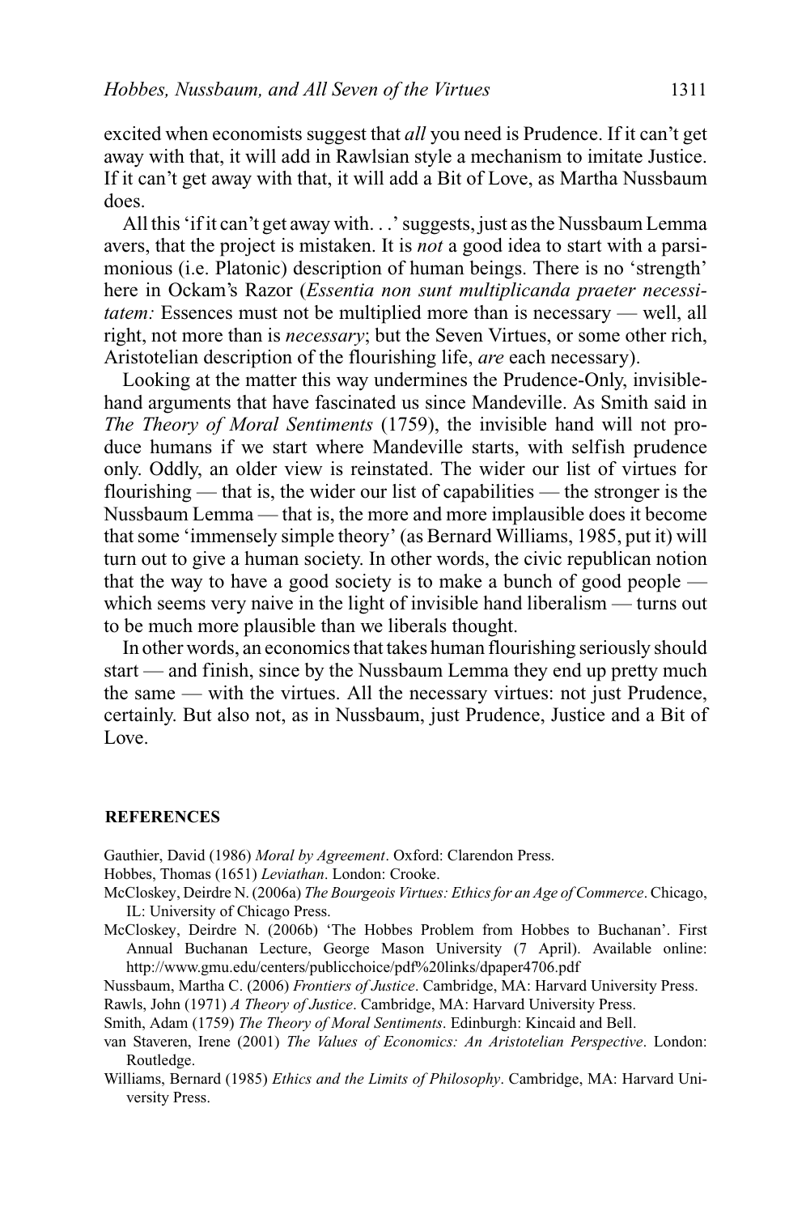excited when economists suggest that *all* you need is Prudence. If it can't get away with that, it will add in Rawlsian style a mechanism to imitate Justice. If it can't get away with that, it will add a Bit of Love, as Martha Nussbaum does.

All this 'if it can't get away with. . .' suggests, just as the Nussbaum Lemma avers, that the project is mistaken. It is *not* a good idea to start with a parsimonious (i.e. Platonic) description of human beings. There is no 'strength' here in Ockam's Razor (*Essentia non sunt multiplicanda praeter necessitatem:* Essences must not be multiplied more than is necessary — well, all right, not more than is *necessary*; but the Seven Virtues, or some other rich, Aristotelian description of the flourishing life, *are* each necessary).

Looking at the matter this way undermines the Prudence-Only, invisible-hand arguments that have fascinated us since Mandeville. As Smith said in *The Theory of Moral Sentiments* (1759), the invisible hand will not produce humans if we start where Mandeville starts, with selfish prudence only. Oddly, an older view is reinstated. The wider our list of virtues for flourishing — that is, the wider our list of capabilities — the stronger is the Nussbaum Lemma — that is, the more and more implausible does it become that some 'immensely simple theory' (as Bernard Williams, 1985, put it) will turn out to give a human society. In other words, the civic republican notion that the way to have a good society is to make a bunch of good people — which seems very naive in the light of invisible hand liberalism — turns out to be much more plausible than we liberals thought.

In other words, an economics that takes human flourishing seriously should start — and finish, since by the Nussbaum Lemma they end up pretty much the same — with the virtues. All the necessary virtues: not just Prudence, certainly. But also not, as in Nussbaum, just Prudence, Justice and a Bit of Love.

## REFERENCES

Gauthier, David (1986) *Moral by Agreement*. Oxford: Clarendon Press.

Hobbes, Thomas (1651) *Leviathan*. London: Crooke.

McCloskey, Deirdre N. (2006a) *The Bourgeois Virtues: Ethics for an Age of Commerce*. Chicago, IL: University of Chicago Press.

McCloskey, Deirdre N. (2006b) 'The Hobbes Problem from Hobbes to Buchanan'. First Annual Buchanan Lecture, George Mason University (7 April). Available online: http://www.gmu.edu/centers/publicchoice/pdf%20links/dpaper4706.pdf

Nussbaum, Martha C. (2006) *Frontiers of Justice*. Cambridge, MA: Harvard University Press.

Rawls, John (1971) *A Theory of Justice*. Cambridge, MA: Harvard University Press.

Smith, Adam (1759) *The Theory of Moral Sentiments*. Edinburgh: Kincaid and Bell.

van Staveren, Irene (2001) *The Values of Economics: An Aristotelian Perspective*. London: Routledge.

Williams, Bernard (1985) *Ethics and the Limits of Philosophy*. Cambridge, MA: Harvard University Press.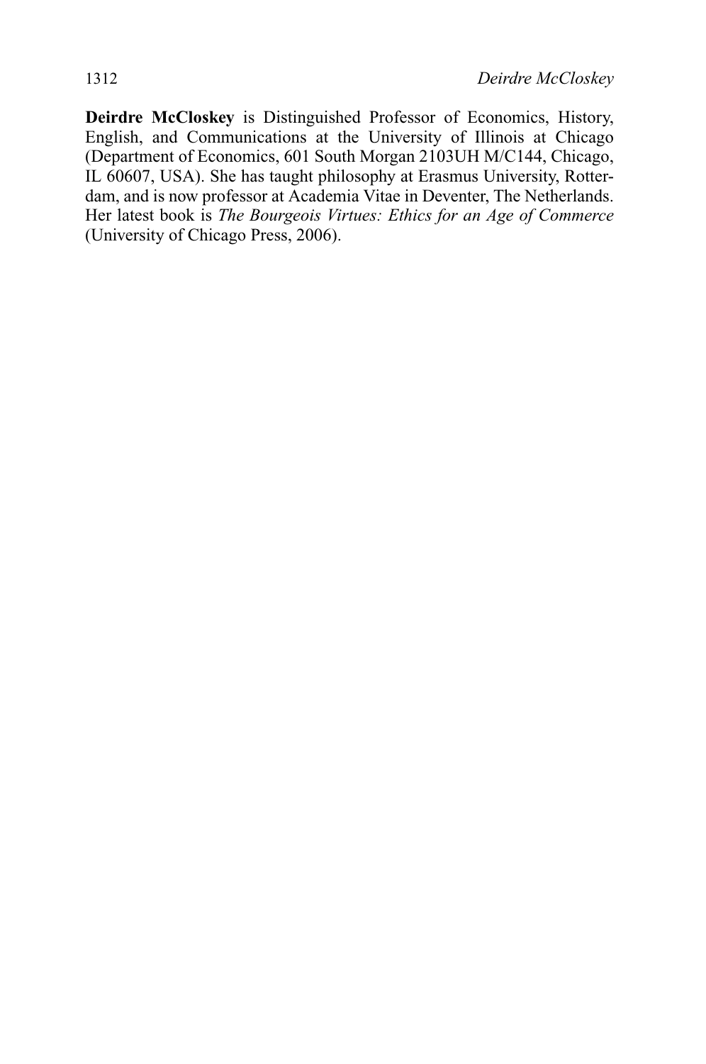**Deirdre McCloskey** is Distinguished Professor of Economics, History, English, and Communications at the University of Illinois at Chicago (Department of Economics, 601 South Morgan 2103UH M/C144, Chicago, IL 60607, USA). She has taught philosophy at Erasmus University, Rotterdam, and is now professor at Academia Vitae in Deventer, The Netherlands. Her latest book is *The Bourgeois Virtues: Ethics for an Age of Commerce* (University of Chicago Press, 2006).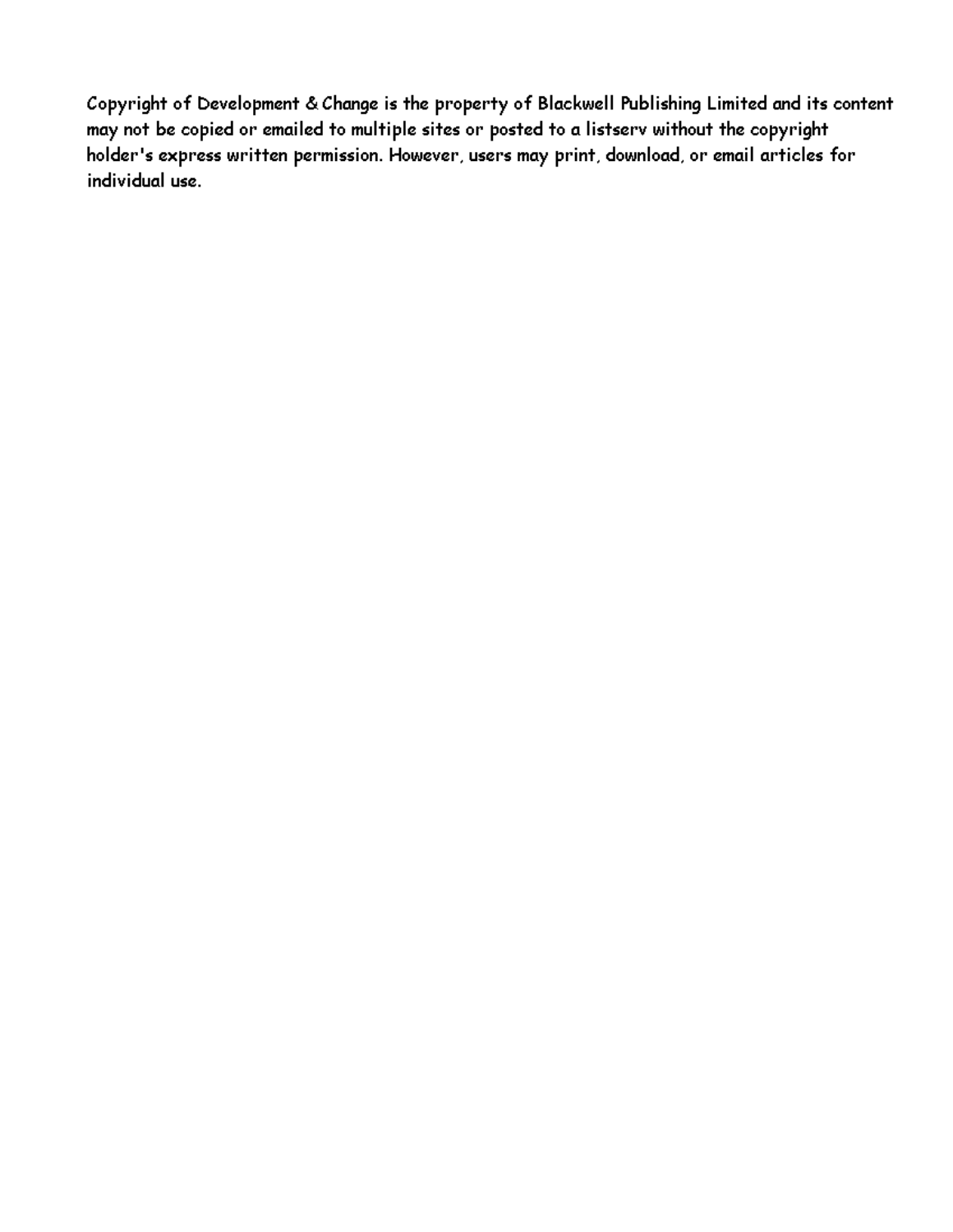Copyright of Development & Change is the property of Blackwell Publishing Limited and its content may not be copied or emailed to multiple sites or posted to a listserv without the copyright holder's express written permission. However, users may print, download, or email articles for individual use.